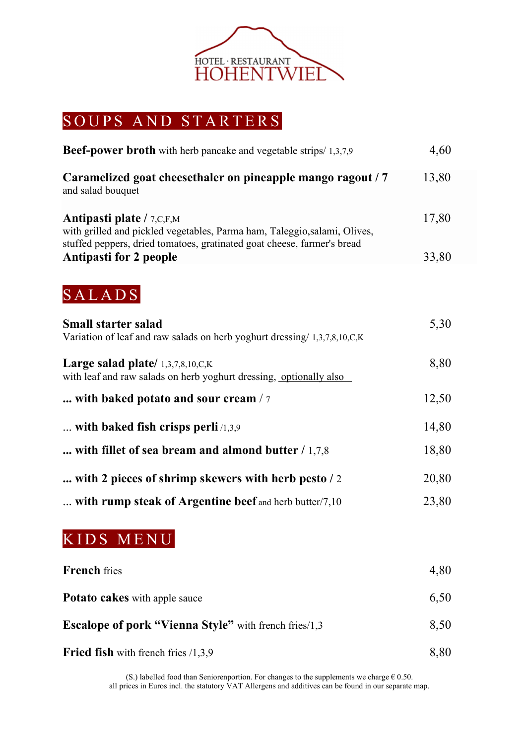HOTEL · RESTAURANT
HOHENTWIEL

## SOUPS AND STARTERS

| | |
|---|---|
| **Beef-power broth** with herb pancake and vegetable strips/ 1,3,7,9 | 4,60 |
| **Caramelized goat cheesethaler on pineapple mango ragout / 7** and salad bouquet | 13,80 |
| **Antipasti plate /** 7,C,F,M with grilled and pickled vegetables, Parma ham, Taleggio,salami, Olives, stuffed peppers, dried tomatoes, gratinated goat cheese, farmer's bread | 17,80 |
| **Antipasti for 2 people** | 33,80 |

## SALADS

| | |
|---|---|
| **Small starter salad** Variation of leaf and raw salads on herb yoghurt dressing/ 1,3,7,8,10,C,K | 5,30 |
| **Large salad plate/** 1,3,7,8,10,C,K with leaf and raw salads on herb yoghurt dressing, optionally also | 8,80 |
| **... with baked potato and sour cream** / 7 | 12,50 |
| ... **with baked fish crisps perli** /1,3,9 | 14,80 |
| **... with fillet of sea bream and almond butter /** 1,7,8 | 18,80 |
| **... with 2 pieces of shrimp skewers with herb pesto /** 2 | 20,80 |
| ... **with rump steak of Argentine beef** and herb butter/7,10 | 23,80 |

## KIDS MENU

| | |
|---|---|
| **French** fries | 4,80 |
| **Potato cakes** with apple sauce | 6,50 |
| **Escalope of pork "Vienna Style"** with french fries/1,3 | 8,50 |
| **Fried fish** with french fries /1,3,9 | 8,80 |

(S.) labelled food than Seniorenportion. For changes to the supplements we charge € 0.50.
all prices in Euros incl. the statutory VAT Allergens and additives can be found in our separate map.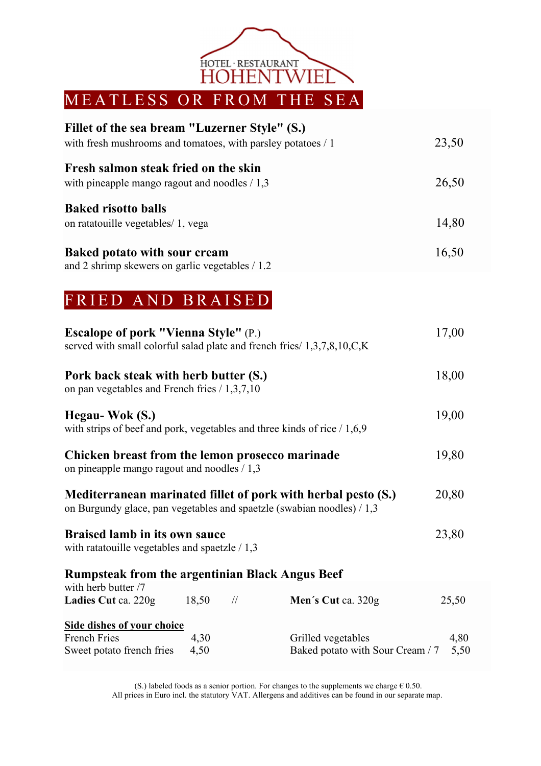HOTEL · RESTAURANT
HOHENTWIEL

## MEATLESS OR FROM THE SEA

**Fillet of the sea bream "Luzerner Style" (S.)**
with fresh mushrooms and tomatoes, with parsley potatoes / 1 — 23,50

**Fresh salmon steak fried on the skin**
with pineapple mango ragout and noodles / 1,3 — 26,50

**Baked risotto balls**
on ratatouille vegetables/ 1, vega — 14,80

**Baked potato with sour cream**
and 2 shrimp skewers on garlic vegetables / 1.2 — 16,50

## FRIED AND BRAISED

**Escalope of pork "Vienna Style"** (P.)
served with small colorful salad plate and french fries/ 1,3,7,8,10,C,K — 17,00

**Pork back steak with herb butter (S.)**
on pan vegetables and French fries / 1,3,7,10 — 18,00

**Hegau- Wok (S.)**
with strips of beef and pork, vegetables and three kinds of rice / 1,6,9 — 19,00

**Chicken breast from the lemon prosecco marinade**
on pineapple mango ragout and noodles / 1,3 — 19,80

**Mediterranean marinated fillet of pork with herbal pesto (S.)**
on Burgundy glace, pan vegetables and spaetzle (swabian noodles) / 1,3 — 20,80

**Braised lamb in its own sauce**
with ratatouille vegetables and spaetzle / 1,3 — 23,80

**Rumpsteak from the argentinian Black Angus Beef**
with herb butter /7
**Ladies Cut** ca. 220g 18,50 // **Men´s Cut** ca. 320g 25,50

**Side dishes of your choice**

| | | | |
|---|---|---|---|
| French Fries | 4,30 | Grilled vegetables | 4,80 |
| Sweet potato french fries | 4,50 | Baked potato with Sour Cream / 7 | 5,50 |

(S.) labeled foods as a senior portion. For changes to the supplements we charge € 0.50.
All prices in Euro incl. the statutory VAT. Allergens and additives can be found in our separate map.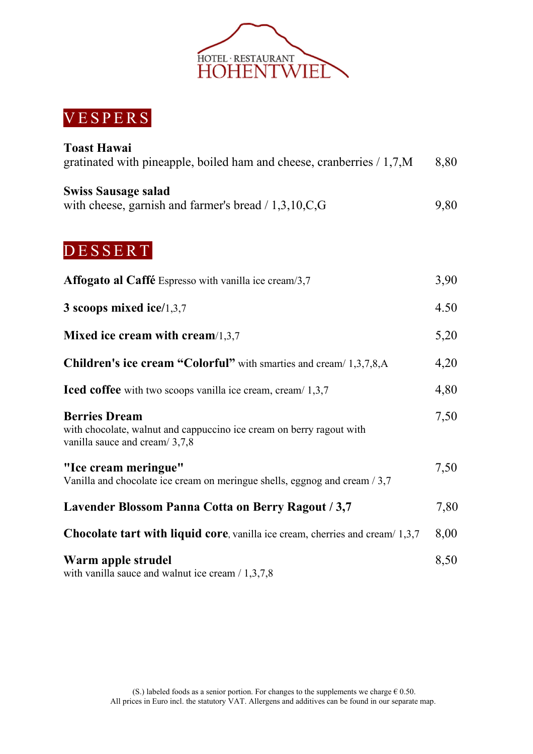HOTEL · RESTAURANT
HOHENTWIEL

## VESPERS

**Toast Hawai**
gratinated with pineapple, boiled ham and cheese, cranberries / 1,7,M — 8,80

**Swiss Sausage salad**
with cheese, garnish and farmer's bread / 1,3,10,C,G — 9,80

## DESSERT

**Affogato al Caffé** Espresso with vanilla ice cream/3,7 — 3,90

**3 scoops mixed ice**/1,3,7 — 4.50

**Mixed ice cream with cream**/1,3,7 — 5,20

**Children's ice cream "Colorful"** with smarties and cream/ 1,3,7,8,A — 4,20

**Iced coffee** with two scoops vanilla ice cream, cream/ 1,3,7 — 4,80

**Berries Dream**
with chocolate, walnut and cappuccino ice cream on berry ragout with vanilla sauce and cream/ 3,7,8 — 7,50

**"Ice cream meringue"**
Vanilla and chocolate ice cream on meringue shells, eggnog and cream / 3,7 — 7,50

**Lavender Blossom Panna Cotta on Berry Ragout / 3,7** — 7,80

**Chocolate tart with liquid core**, vanilla ice cream, cherries and cream/ 1,3,7 — 8,00

**Warm apple strudel**
with vanilla sauce and walnut ice cream / 1,3,7,8 — 8,50

(S.) labeled foods as a senior portion. For changes to the supplements we charge € 0.50.
All prices in Euro incl. the statutory VAT. Allergens and additives can be found in our separate map.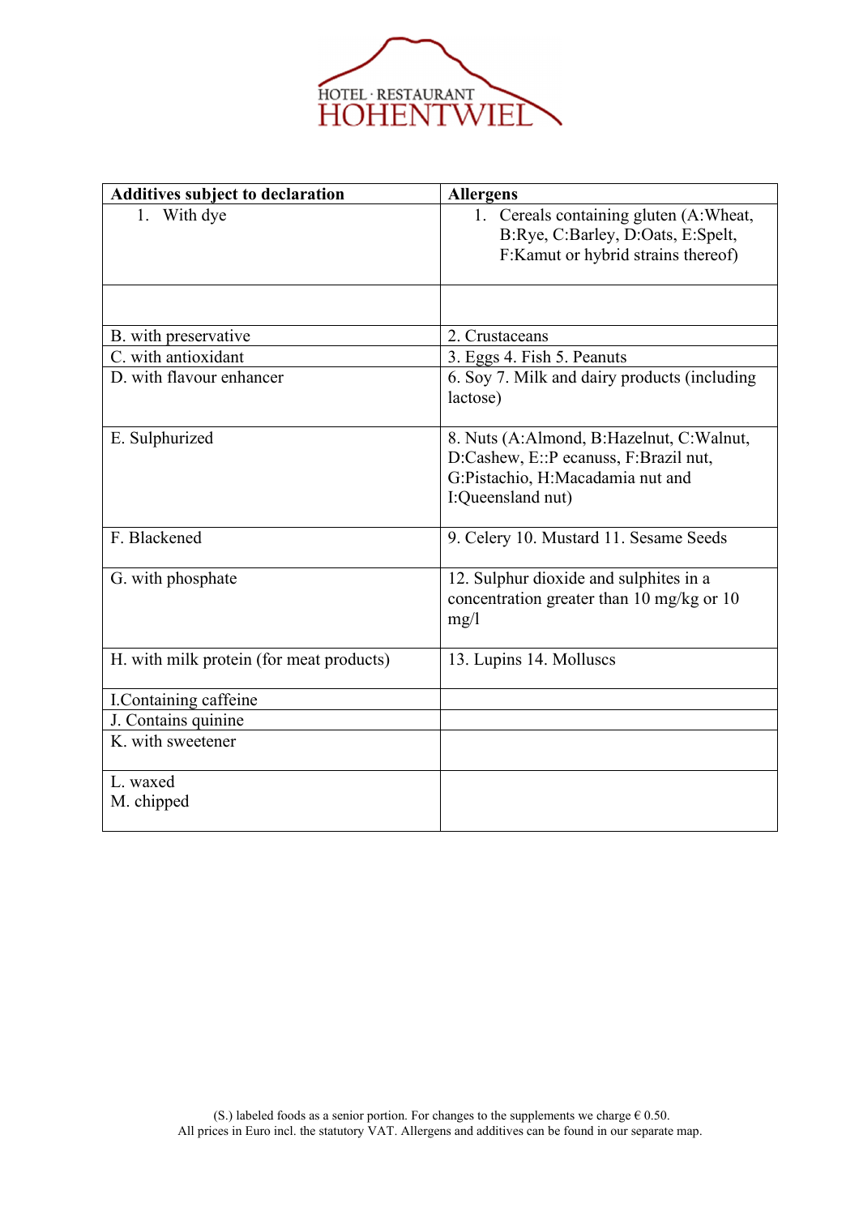HOTEL · RESTAURANT
# HOHENTWIEL

| Additives subject to declaration | Allergens |
|---|---|
| 1. With dye | 1. Cereals containing gluten (A:Wheat, B:Rye, C:Barley, D:Oats, E:Spelt, F:Kamut or hybrid strains thereof) |
| | |
| B. with preservative | 2. Crustaceans |
| C. with antioxidant | 3. Eggs 4. Fish 5. Peanuts |
| D. with flavour enhancer | 6. Soy 7. Milk and dairy products (including lactose) |
| E. Sulphurized | 8. Nuts (A:Almond, B:Hazelnut, C:Walnut, D:Cashew, E::P ecanuss, F:Brazil nut, G:Pistachio, H:Macadamia nut and I:Queensland nut) |
| F. Blackened | 9. Celery 10. Mustard 11. Sesame Seeds |
| G. with phosphate | 12. Sulphur dioxide and sulphites in a concentration greater than 10 mg/kg or 10 mg/l |
| H. with milk protein (for meat products) | 13. Lupins 14. Molluscs |
| I.Containing caffeine | |
| J. Contains quinine | |
| K. with sweetener | |
| L. waxed<br>M. chipped | |

(S.) labeled foods as a senior portion. For changes to the supplements we charge € 0.50.
All prices in Euro incl. the statutory VAT. Allergens and additives can be found in our separate map.